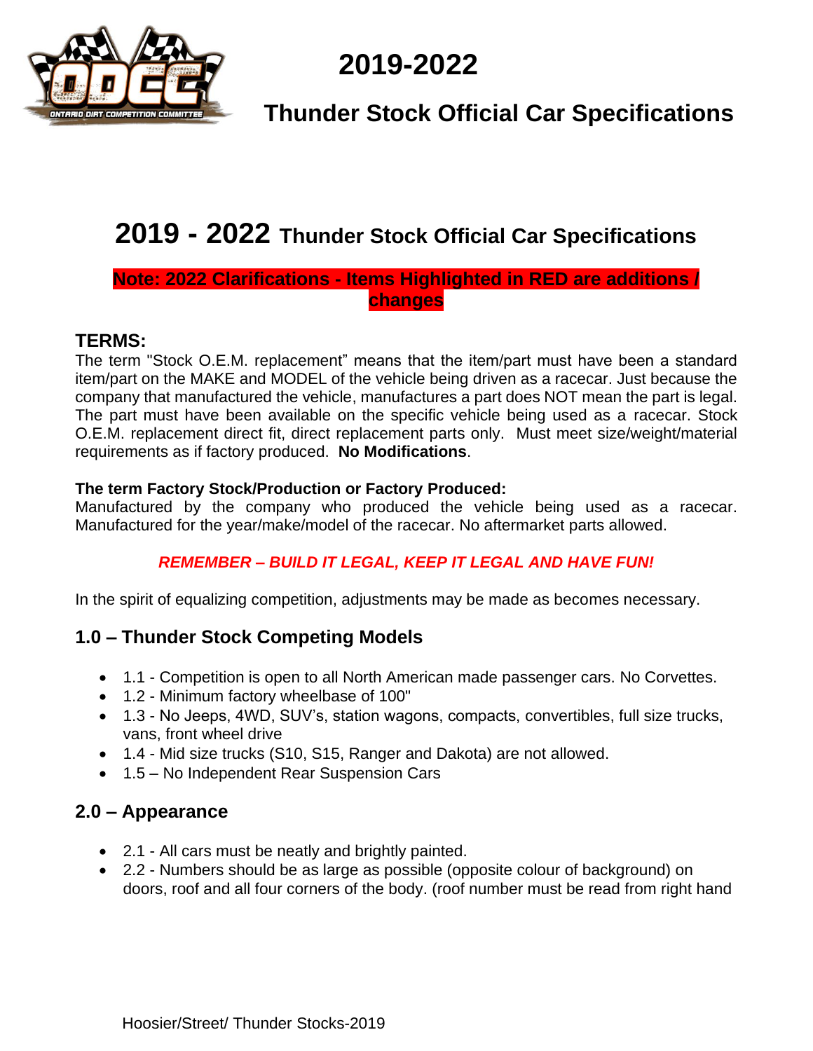# 2019-2022

## Thunder Stock Official Car Specifications

# 2019 - 2022 Thunder Stock Official Car Specifications

**Note: 2022 Clarifications - Items Highlighted in RED are additions / changes**

### TERMS:

The term "Stock O.E.M. replacement" means that the item/part must have been a standard item/part on the MAKE and MODEL of the vehicle being driven as a racecar. Just because the company that manufactured the vehicle, manufactures a part does NOT mean the part is legal. The part must have been available on the specific vehicle being used as a racecar. Stock O.E.M. replacement direct fit, direct replacement parts only. Must meet size/weight/material requirements as if factory produced. **No Modifications**.

**The term Factory Stock/Production or Factory Produced:**
Manufactured by the company who produced the vehicle being used as a racecar. Manufactured for the year/make/model of the racecar. No aftermarket parts allowed.

***REMEMBER – BUILD IT LEGAL, KEEP IT LEGAL AND HAVE FUN!***

In the spirit of equalizing competition, adjustments may be made as becomes necessary.

### 1.0 – Thunder Stock Competing Models

- 1.1 - Competition is open to all North American made passenger cars. No Corvettes.
- 1.2 - Minimum factory wheelbase of 100"
- 1.3 - No Jeeps, 4WD, SUV's, station wagons, compacts, convertibles, full size trucks, vans, front wheel drive
- 1.4 - Mid size trucks (S10, S15, Ranger and Dakota) are not allowed.
- 1.5 – No Independent Rear Suspension Cars

### 2.0 – Appearance

- 2.1 - All cars must be neatly and brightly painted.
- 2.2 - Numbers should be as large as possible (opposite colour of background) on doors, roof and all four corners of the body. (roof number must be read from right hand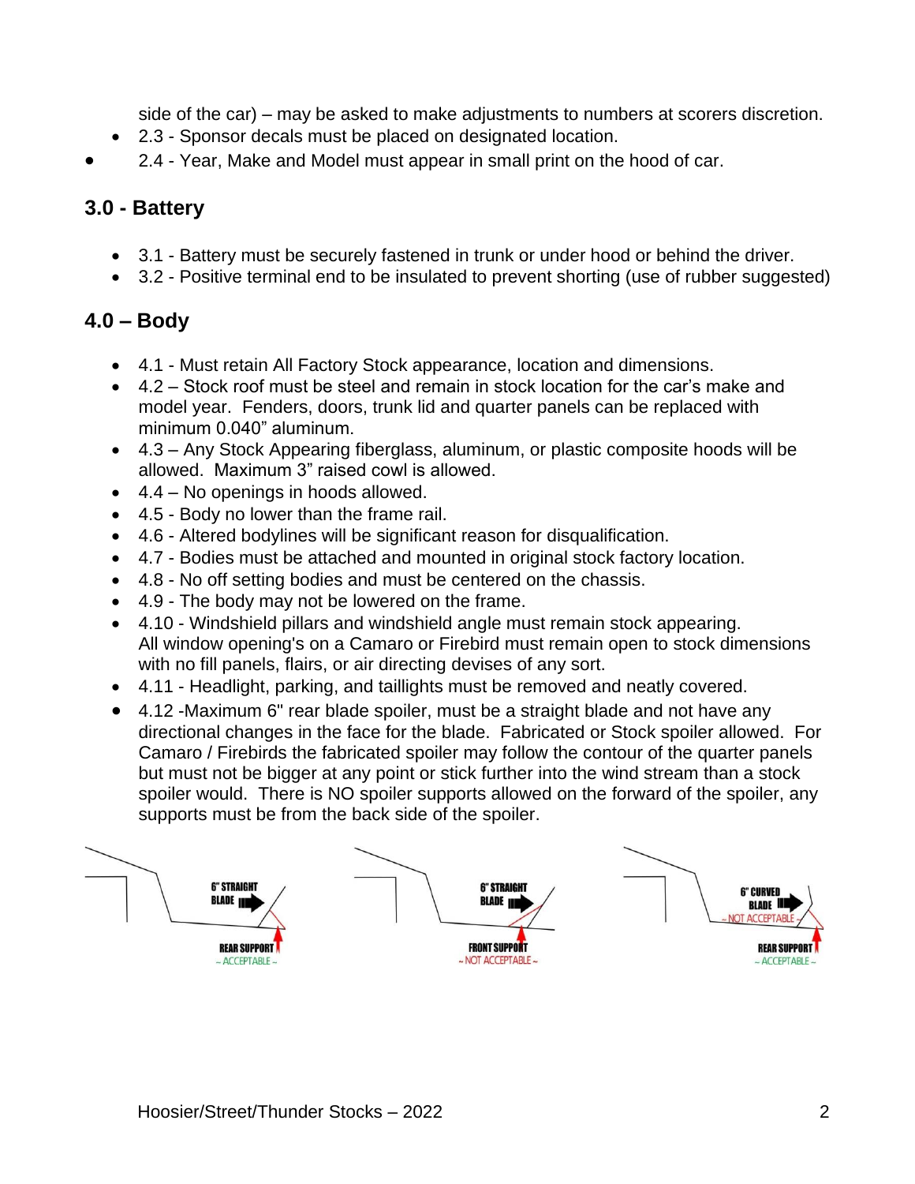side of the car) – may be asked to make adjustments to numbers at scorers discretion.

- 2.3 - Sponsor decals must be placed on designated location.
- 2.4 - Year, Make and Model must appear in small print on the hood of car.

## 3.0 - Battery

- 3.1 - Battery must be securely fastened in trunk or under hood or behind the driver.
- 3.2 - Positive terminal end to be insulated to prevent shorting (use of rubber suggested)

## 4.0 – Body

- 4.1 - Must retain All Factory Stock appearance, location and dimensions.
- 4.2 – Stock roof must be steel and remain in stock location for the car's make and model year. Fenders, doors, trunk lid and quarter panels can be replaced with minimum 0.040" aluminum.
- 4.3 – Any Stock Appearing fiberglass, aluminum, or plastic composite hoods will be allowed. Maximum 3" raised cowl is allowed.
- 4.4 – No openings in hoods allowed.
- 4.5 - Body no lower than the frame rail.
- 4.6 - Altered bodylines will be significant reason for disqualification.
- 4.7 - Bodies must be attached and mounted in original stock factory location.
- 4.8 - No off setting bodies and must be centered on the chassis.
- 4.9 - The body may not be lowered on the frame.
- 4.10 - Windshield pillars and windshield angle must remain stock appearing. All window opening's on a Camaro or Firebird must remain open to stock dimensions with no fill panels, flairs, or air directing devises of any sort.
- 4.11 - Headlight, parking, and taillights must be removed and neatly covered.
- 4.12 -Maximum 6" rear blade spoiler, must be a straight blade and not have any directional changes in the face for the blade. Fabricated or Stock spoiler allowed. For Camaro / Firebirds the fabricated spoiler may follow the contour of the quarter panels but must not be bigger at any point or stick further into the wind stream than a stock spoiler would. There is NO spoiler supports allowed on the forward of the spoiler, any supports must be from the back side of the spoiler.

6" STRAIGHT BLADE — REAR SUPPORT ~ ACCEPTABLE ~

6" STRAIGHT BLADE — FRONT SUPPORT ~ NOT ACCEPTABLE ~

6" CURVED BLADE ~ NOT ACCEPTABLE ~ — REAR SUPPORT ~ ACCEPTABLE ~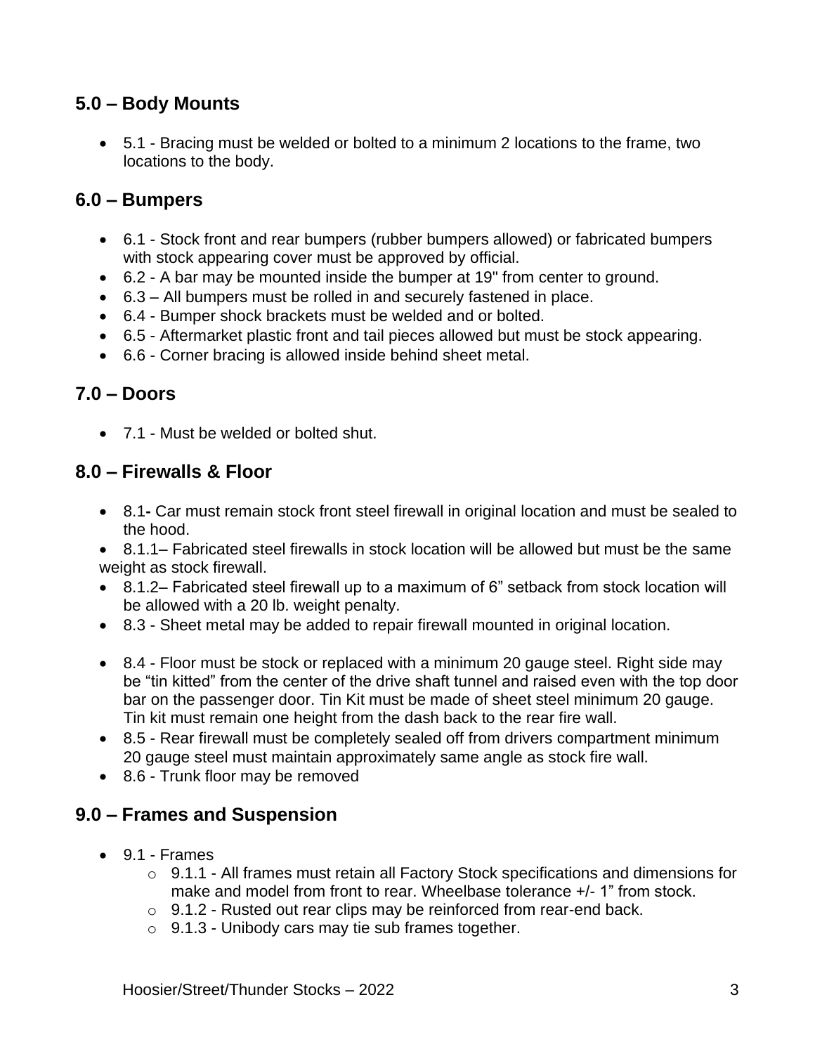## 5.0 – Body Mounts

- 5.1 - Bracing must be welded or bolted to a minimum 2 locations to the frame, two locations to the body.

## 6.0 – Bumpers

- 6.1 - Stock front and rear bumpers (rubber bumpers allowed) or fabricated bumpers with stock appearing cover must be approved by official.
- 6.2 - A bar may be mounted inside the bumper at 19" from center to ground.
- 6.3 – All bumpers must be rolled in and securely fastened in place.
- 6.4 - Bumper shock brackets must be welded and or bolted.
- 6.5 - Aftermarket plastic front and tail pieces allowed but must be stock appearing.
- 6.6 - Corner bracing is allowed inside behind sheet metal.

## 7.0 – Doors

- 7.1 - Must be welded or bolted shut.

## 8.0 – Firewalls & Floor

- 8.1**-** Car must remain stock front steel firewall in original location and must be sealed to the hood.
- 8.1.1– Fabricated steel firewalls in stock location will be allowed but must be the same weight as stock firewall.
- 8.1.2– Fabricated steel firewall up to a maximum of 6" setback from stock location will be allowed with a 20 lb. weight penalty.
- 8.3 - Sheet metal may be added to repair firewall mounted in original location.
- 8.4 - Floor must be stock or replaced with a minimum 20 gauge steel. Right side may be "tin kitted" from the center of the drive shaft tunnel and raised even with the top door bar on the passenger door. Tin Kit must be made of sheet steel minimum 20 gauge. Tin kit must remain one height from the dash back to the rear fire wall.
- 8.5 - Rear firewall must be completely sealed off from drivers compartment minimum 20 gauge steel must maintain approximately same angle as stock fire wall.
- 8.6 - Trunk floor may be removed

## 9.0 – Frames and Suspension

- 9.1 - Frames
  - 9.1.1 - All frames must retain all Factory Stock specifications and dimensions for make and model from front to rear. Wheelbase tolerance +/- 1" from stock.
  - 9.1.2 - Rusted out rear clips may be reinforced from rear-end back.
  - 9.1.3 - Unibody cars may tie sub frames together.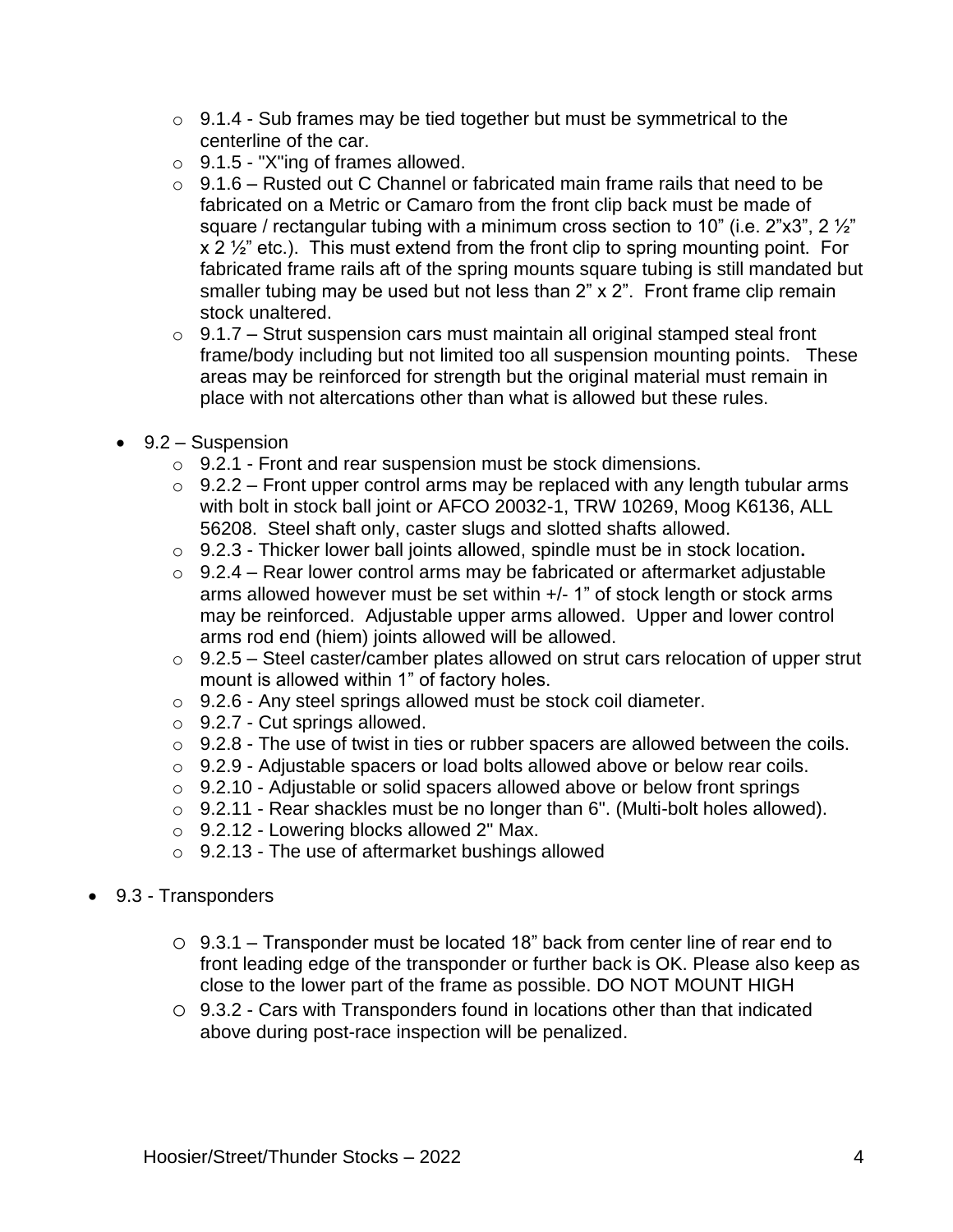- 9.1.4 - Sub frames may be tied together but must be symmetrical to the centerline of the car.
- 9.1.5 - "X"ing of frames allowed.
- 9.1.6 – Rusted out C Channel or fabricated main frame rails that need to be fabricated on a Metric or Camaro from the front clip back must be made of square / rectangular tubing with a minimum cross section to 10" (i.e. 2"x3", 2 ½" x 2 ½" etc.). This must extend from the front clip to spring mounting point. For fabricated frame rails aft of the spring mounts square tubing is still mandated but smaller tubing may be used but not less than 2" x 2". Front frame clip remain stock unaltered.
- 9.1.7 – Strut suspension cars must maintain all original stamped steal front frame/body including but not limited too all suspension mounting points. These areas may be reinforced for strength but the original material must remain in place with not altercations other than what is allowed but these rules.

- 9.2 – Suspension
  - 9.2.1 - Front and rear suspension must be stock dimensions.
  - 9.2.2 – Front upper control arms may be replaced with any length tubular arms with bolt in stock ball joint or AFCO 20032-1, TRW 10269, Moog K6136, ALL 56208. Steel shaft only, caster slugs and slotted shafts allowed.
  - 9.2.3 - Thicker lower ball joints allowed, spindle must be in stock location**.**
  - 9.2.4 – Rear lower control arms may be fabricated or aftermarket adjustable arms allowed however must be set within +/- 1" of stock length or stock arms may be reinforced. Adjustable upper arms allowed. Upper and lower control arms rod end (hiem) joints allowed will be allowed.
  - 9.2.5 – Steel caster/camber plates allowed on strut cars relocation of upper strut mount is allowed within 1" of factory holes.
  - 9.2.6 - Any steel springs allowed must be stock coil diameter.
  - 9.2.7 - Cut springs allowed.
  - 9.2.8 - The use of twist in ties or rubber spacers are allowed between the coils.
  - 9.2.9 - Adjustable spacers or load bolts allowed above or below rear coils.
  - 9.2.10 - Adjustable or solid spacers allowed above or below front springs
  - 9.2.11 - Rear shackles must be no longer than 6". (Multi-bolt holes allowed).
  - 9.2.12 - Lowering blocks allowed 2" Max.
  - 9.2.13 - The use of aftermarket bushings allowed

- 9.3 - Transponders
  - 9.3.1 – Transponder must be located 18" back from center line of rear end to front leading edge of the transponder or further back is OK. Please also keep as close to the lower part of the frame as possible. DO NOT MOUNT HIGH
  - 9.3.2 - Cars with Transponders found in locations other than that indicated above during post-race inspection will be penalized.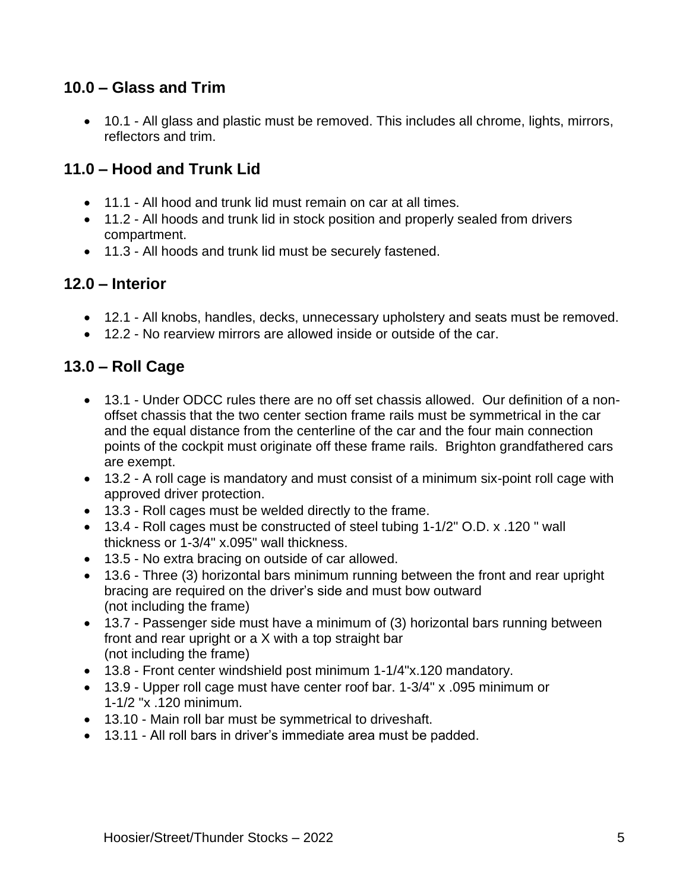## 10.0 – Glass and Trim

- 10.1 - All glass and plastic must be removed. This includes all chrome, lights, mirrors, reflectors and trim.

## 11.0 – Hood and Trunk Lid

- 11.1 - All hood and trunk lid must remain on car at all times.
- 11.2 - All hoods and trunk lid in stock position and properly sealed from drivers compartment.
- 11.3 - All hoods and trunk lid must be securely fastened.

## 12.0 – Interior

- 12.1 - All knobs, handles, decks, unnecessary upholstery and seats must be removed.
- 12.2 - No rearview mirrors are allowed inside or outside of the car.

## 13.0 – Roll Cage

- 13.1 - Under ODCC rules there are no off set chassis allowed. Our definition of a non-offset chassis that the two center section frame rails must be symmetrical in the car and the equal distance from the centerline of the car and the four main connection points of the cockpit must originate off these frame rails. Brighton grandfathered cars are exempt.
- 13.2 - A roll cage is mandatory and must consist of a minimum six-point roll cage with approved driver protection.
- 13.3 - Roll cages must be welded directly to the frame.
- 13.4 - Roll cages must be constructed of steel tubing 1-1/2" O.D. x .120 " wall thickness or 1-3/4" x.095" wall thickness.
- 13.5 - No extra bracing on outside of car allowed.
- 13.6 - Three (3) horizontal bars minimum running between the front and rear upright bracing are required on the driver's side and must bow outward (not including the frame)
- 13.7 - Passenger side must have a minimum of (3) horizontal bars running between front and rear upright or a X with a top straight bar (not including the frame)
- 13.8 - Front center windshield post minimum 1-1/4"x.120 mandatory.
- 13.9 - Upper roll cage must have center roof bar. 1-3/4" x .095 minimum or 1-1/2 "x .120 minimum.
- 13.10 - Main roll bar must be symmetrical to driveshaft.
- 13.11 - All roll bars in driver's immediate area must be padded.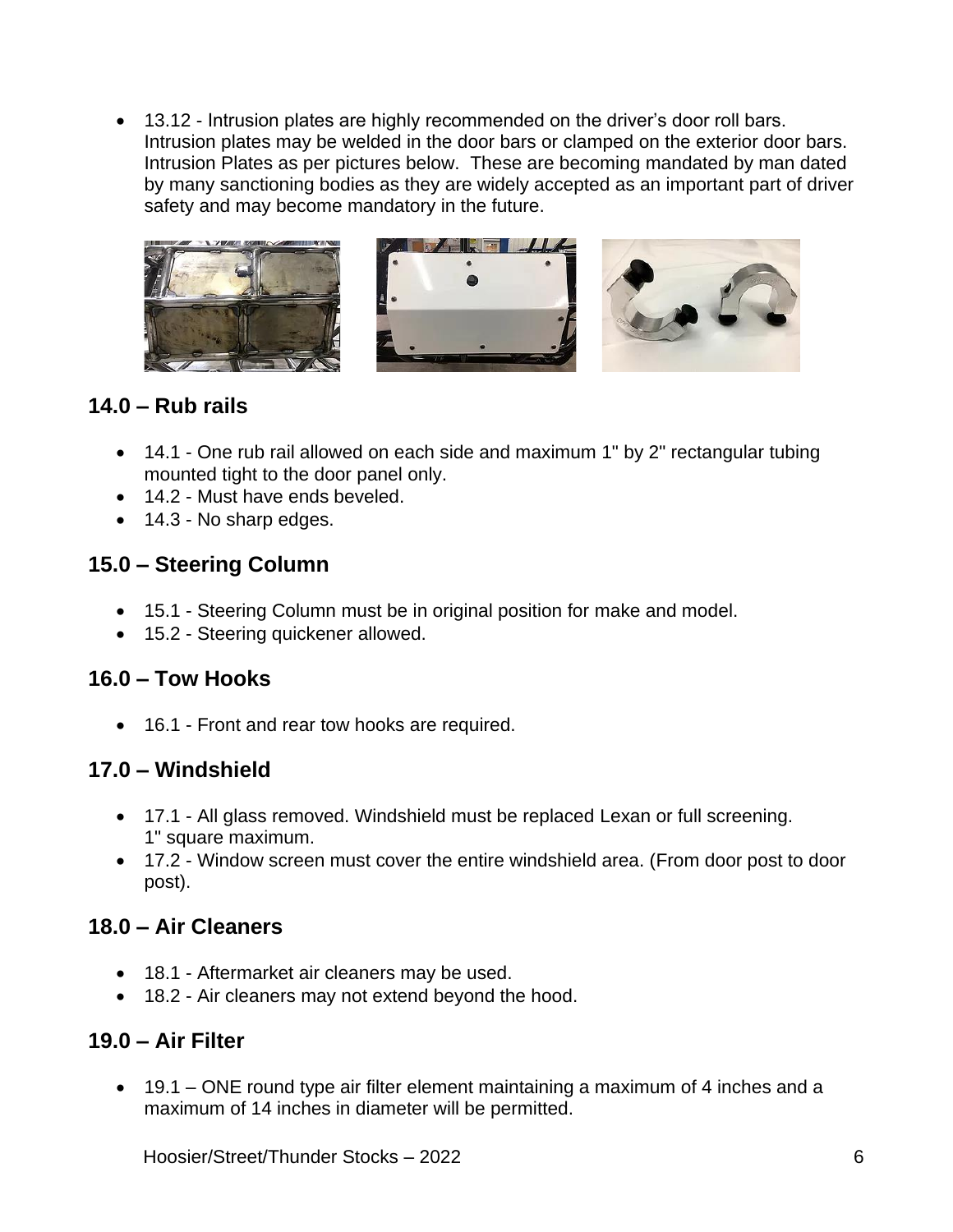- 13.12 - Intrusion plates are highly recommended on the driver's door roll bars. Intrusion plates may be welded in the door bars or clamped on the exterior door bars. Intrusion Plates as per pictures below. These are becoming mandated by man dated by many sanctioning bodies as they are widely accepted as an important part of driver safety and may become mandatory in the future.

## 14.0 – Rub rails

- 14.1 - One rub rail allowed on each side and maximum 1" by 2" rectangular tubing mounted tight to the door panel only.
- 14.2 - Must have ends beveled.
- 14.3 - No sharp edges.

## 15.0 – Steering Column

- 15.1 - Steering Column must be in original position for make and model.
- 15.2 - Steering quickener allowed.

## 16.0 – Tow Hooks

- 16.1 - Front and rear tow hooks are required.

## 17.0 – Windshield

- 17.1 - All glass removed. Windshield must be replaced Lexan or full screening. 1" square maximum.
- 17.2 - Window screen must cover the entire windshield area. (From door post to door post).

## 18.0 – Air Cleaners

- 18.1 - Aftermarket air cleaners may be used.
- 18.2 - Air cleaners may not extend beyond the hood.

## 19.0 – Air Filter

- 19.1 – ONE round type air filter element maintaining a maximum of 4 inches and a maximum of 14 inches in diameter will be permitted.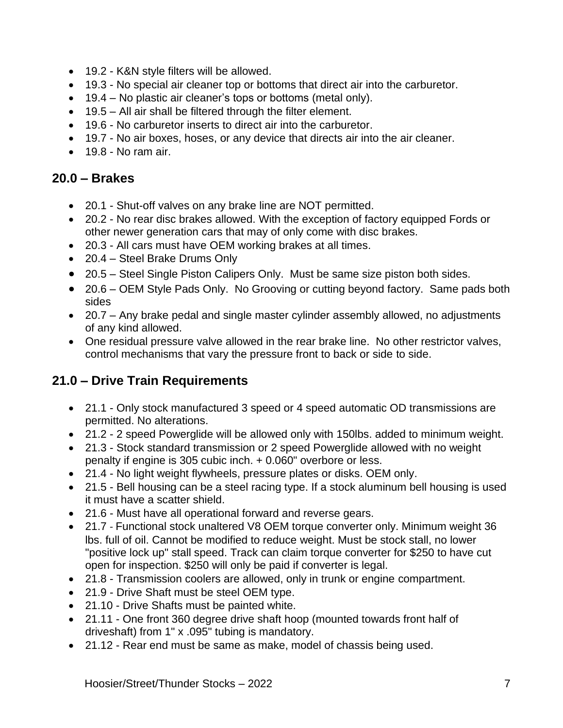- 19.2 - K&N style filters will be allowed.
- 19.3 - No special air cleaner top or bottoms that direct air into the carburetor.
- 19.4 – No plastic air cleaner's tops or bottoms (metal only).
- 19.5 – All air shall be filtered through the filter element.
- 19.6 - No carburetor inserts to direct air into the carburetor.
- 19.7 - No air boxes, hoses, or any device that directs air into the air cleaner.
- 19.8 - No ram air.

## 20.0 – Brakes

- 20.1 - Shut-off valves on any brake line are NOT permitted.
- 20.2 - No rear disc brakes allowed. With the exception of factory equipped Fords or other newer generation cars that may of only come with disc brakes.
- 20.3 - All cars must have OEM working brakes at all times.
- 20.4 – Steel Brake Drums Only
- 20.5 – Steel Single Piston Calipers Only. Must be same size piston both sides.
- 20.6 – OEM Style Pads Only. No Grooving or cutting beyond factory. Same pads both sides
- 20.7 – Any brake pedal and single master cylinder assembly allowed, no adjustments of any kind allowed.
- One residual pressure valve allowed in the rear brake line. No other restrictor valves, control mechanisms that vary the pressure front to back or side to side.

## 21.0 – Drive Train Requirements

- 21.1 - Only stock manufactured 3 speed or 4 speed automatic OD transmissions are permitted. No alterations.
- 21.2 - 2 speed Powerglide will be allowed only with 150lbs. added to minimum weight.
- 21.3 - Stock standard transmission or 2 speed Powerglide allowed with no weight penalty if engine is 305 cubic inch. + 0.060" overbore or less.
- 21.4 - No light weight flywheels, pressure plates or disks. OEM only.
- 21.5 - Bell housing can be a steel racing type. If a stock aluminum bell housing is used it must have a scatter shield.
- 21.6 - Must have all operational forward and reverse gears.
- 21.7 - Functional stock unaltered V8 OEM torque converter only. Minimum weight 36 lbs. full of oil. Cannot be modified to reduce weight. Must be stock stall, no lower "positive lock up" stall speed. Track can claim torque converter for $250 to have cut open for inspection. $250 will only be paid if converter is legal.
- 21.8 - Transmission coolers are allowed, only in trunk or engine compartment.
- 21.9 - Drive Shaft must be steel OEM type.
- 21.10 - Drive Shafts must be painted white.
- 21.11 - One front 360 degree drive shaft hoop (mounted towards front half of driveshaft) from 1" x .095" tubing is mandatory.
- 21.12 - Rear end must be same as make, model of chassis being used.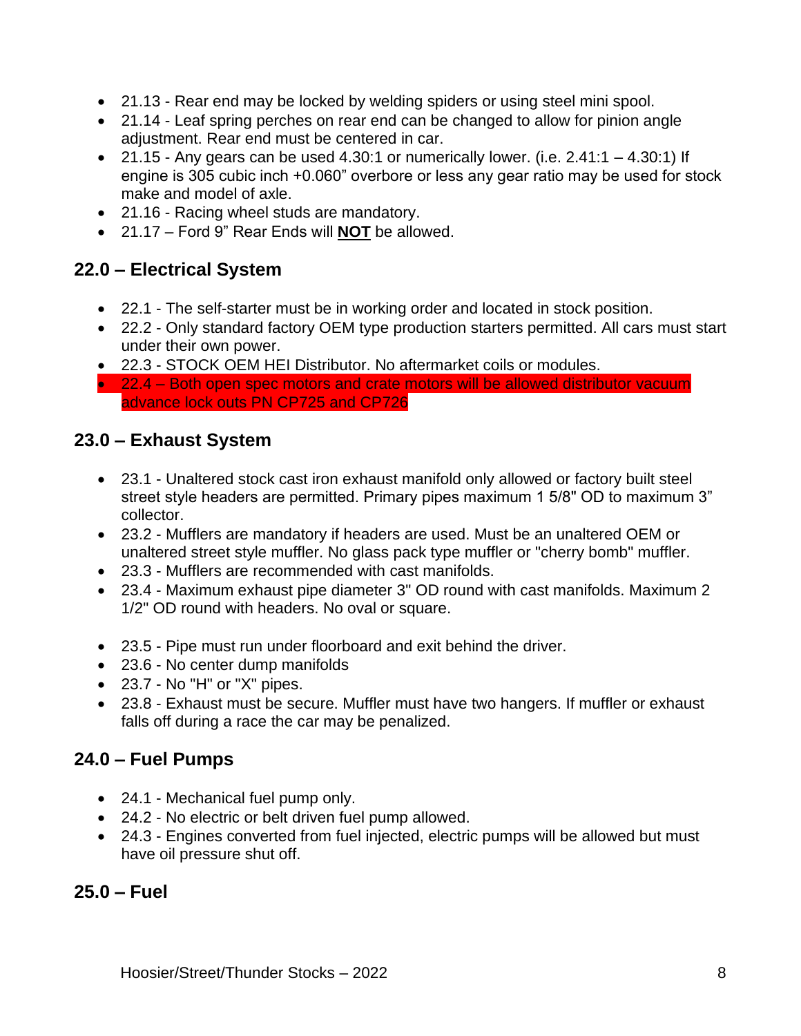- 21.13 - Rear end may be locked by welding spiders or using steel mini spool.
- 21.14 - Leaf spring perches on rear end can be changed to allow for pinion angle adjustment. Rear end must be centered in car.
- 21.15 - Any gears can be used 4.30:1 or numerically lower. (i.e. 2.41:1 – 4.30:1) If engine is 305 cubic inch +0.060" overbore or less any gear ratio may be used for stock make and model of axle.
- 21.16 - Racing wheel studs are mandatory.
- 21.17 – Ford 9" Rear Ends will **NOT** be allowed.

## 22.0 – Electrical System

- 22.1 - The self-starter must be in working order and located in stock position.
- 22.2 - Only standard factory OEM type production starters permitted. All cars must start under their own power.
- 22.3 - STOCK OEM HEI Distributor. No aftermarket coils or modules.
- 22.4 – Both open spec motors and crate motors will be allowed distributor vacuum advance lock outs PN CP725 and CP726

## 23.0 – Exhaust System

- 23.1 - Unaltered stock cast iron exhaust manifold only allowed or factory built steel street style headers are permitted. Primary pipes maximum 1 5/8" OD to maximum 3" collector.
- 23.2 - Mufflers are mandatory if headers are used. Must be an unaltered OEM or unaltered street style muffler. No glass pack type muffler or "cherry bomb" muffler.
- 23.3 - Mufflers are recommended with cast manifolds.
- 23.4 - Maximum exhaust pipe diameter 3" OD round with cast manifolds. Maximum 2 1/2" OD round with headers. No oval or square.
- 23.5 - Pipe must run under floorboard and exit behind the driver.
- 23.6 - No center dump manifolds
- 23.7 - No "H" or "X" pipes.
- 23.8 - Exhaust must be secure. Muffler must have two hangers. If muffler or exhaust falls off during a race the car may be penalized.

## 24.0 – Fuel Pumps

- 24.1 - Mechanical fuel pump only.
- 24.2 - No electric or belt driven fuel pump allowed.
- 24.3 - Engines converted from fuel injected, electric pumps will be allowed but must have oil pressure shut off.

## 25.0 – Fuel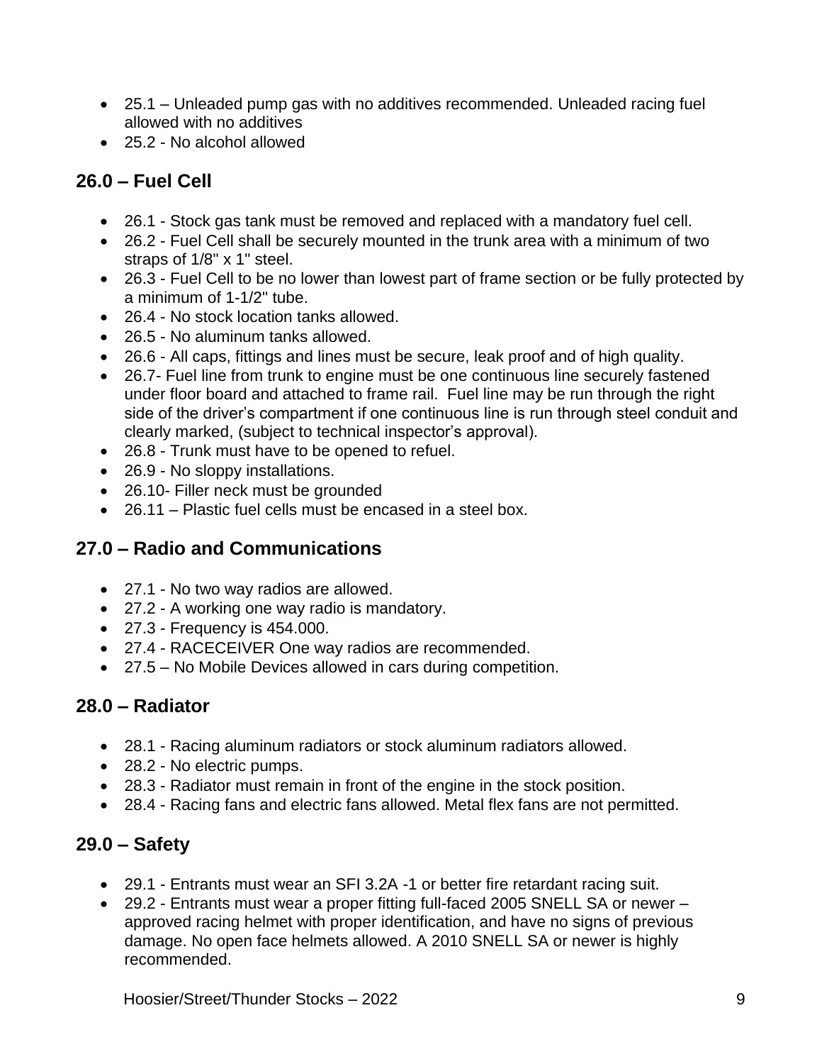- 25.1 – Unleaded pump gas with no additives recommended. Unleaded racing fuel allowed with no additives
- 25.2 - No alcohol allowed

## 26.0 – Fuel Cell

- 26.1 - Stock gas tank must be removed and replaced with a mandatory fuel cell.
- 26.2 - Fuel Cell shall be securely mounted in the trunk area with a minimum of two straps of 1/8" x 1" steel.
- 26.3 - Fuel Cell to be no lower than lowest part of frame section or be fully protected by a minimum of 1-1/2" tube.
- 26.4 - No stock location tanks allowed.
- 26.5 - No aluminum tanks allowed.
- 26.6 - All caps, fittings and lines must be secure, leak proof and of high quality.
- 26.7- Fuel line from trunk to engine must be one continuous line securely fastened under floor board and attached to frame rail. Fuel line may be run through the right side of the driver's compartment if one continuous line is run through steel conduit and clearly marked, (subject to technical inspector's approval).
- 26.8 - Trunk must have to be opened to refuel.
- 26.9 - No sloppy installations.
- 26.10- Filler neck must be grounded
- 26.11 – Plastic fuel cells must be encased in a steel box.

## 27.0 – Radio and Communications

- 27.1 - No two way radios are allowed.
- 27.2 - A working one way radio is mandatory.
- 27.3 - Frequency is 454.000.
- 27.4 - RACECEIVER One way radios are recommended.
- 27.5 – No Mobile Devices allowed in cars during competition.

## 28.0 – Radiator

- 28.1 - Racing aluminum radiators or stock aluminum radiators allowed.
- 28.2 - No electric pumps.
- 28.3 - Radiator must remain in front of the engine in the stock position.
- 28.4 - Racing fans and electric fans allowed. Metal flex fans are not permitted.

## 29.0 – Safety

- 29.1 - Entrants must wear an SFI 3.2A -1 or better fire retardant racing suit.
- 29.2 - Entrants must wear a proper fitting full-faced 2005 SNELL SA or newer – approved racing helmet with proper identification, and have no signs of previous damage. No open face helmets allowed. A 2010 SNELL SA or newer is highly recommended.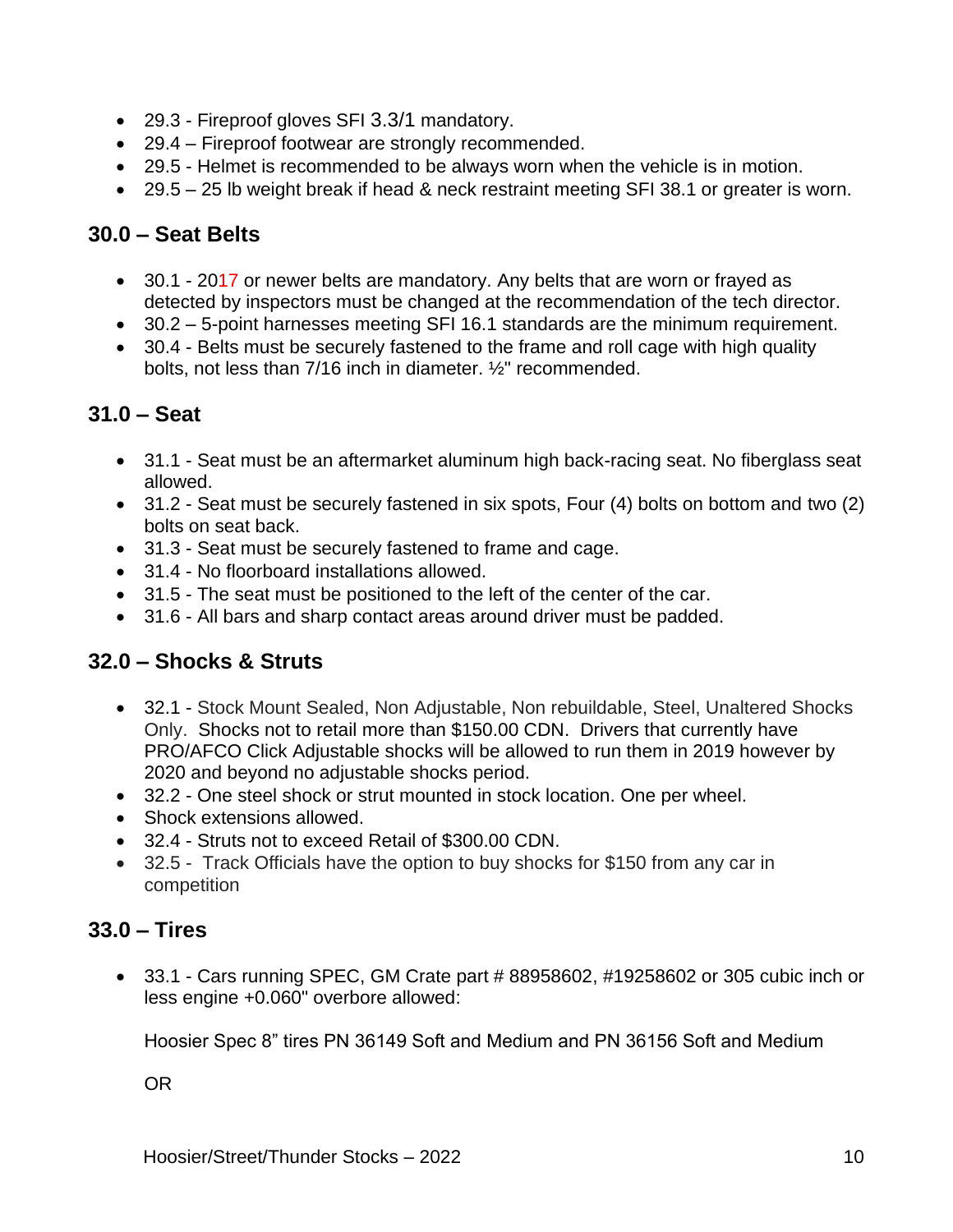- 29.3 - Fireproof gloves SFI 3.3/1 mandatory.
- 29.4 – Fireproof footwear are strongly recommended.
- 29.5 - Helmet is recommended to be always worn when the vehicle is in motion.
- 29.5 – 25 lb weight break if head & neck restraint meeting SFI 38.1 or greater is worn.

## 30.0 – Seat Belts

- 30.1 - 2017 or newer belts are mandatory. Any belts that are worn or frayed as detected by inspectors must be changed at the recommendation of the tech director.
- 30.2 – 5-point harnesses meeting SFI 16.1 standards are the minimum requirement.
- 30.4 - Belts must be securely fastened to the frame and roll cage with high quality bolts, not less than 7/16 inch in diameter. ½" recommended.

## 31.0 – Seat

- 31.1 - Seat must be an aftermarket aluminum high back-racing seat. No fiberglass seat allowed.
- 31.2 - Seat must be securely fastened in six spots, Four (4) bolts on bottom and two (2) bolts on seat back.
- 31.3 - Seat must be securely fastened to frame and cage.
- 31.4 - No floorboard installations allowed.
- 31.5 - The seat must be positioned to the left of the center of the car.
- 31.6 - All bars and sharp contact areas around driver must be padded.

## 32.0 – Shocks & Struts

- 32.1 - Stock Mount Sealed, Non Adjustable, Non rebuildable, Steel, Unaltered Shocks Only. Shocks not to retail more than $150.00 CDN. Drivers that currently have PRO/AFCO Click Adjustable shocks will be allowed to run them in 2019 however by 2020 and beyond no adjustable shocks period.
- 32.2 - One steel shock or strut mounted in stock location. One per wheel.
- Shock extensions allowed.
- 32.4 - Struts not to exceed Retail of $300.00 CDN.
- 32.5 - Track Officials have the option to buy shocks for $150 from any car in competition

## 33.0 – Tires

- 33.1 - Cars running SPEC, GM Crate part # 88958602, #19258602 or 305 cubic inch or less engine +0.060" overbore allowed:

  Hoosier Spec 8" tires PN 36149 Soft and Medium and PN 36156 Soft and Medium

  OR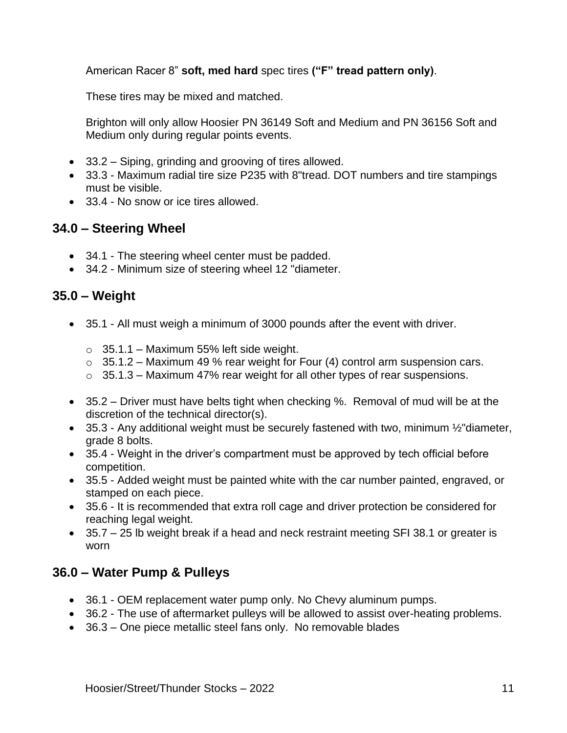American Racer 8” **soft, med hard** spec tires **(“F” tread pattern only)**.

These tires may be mixed and matched.

Brighton will only allow Hoosier PN 36149 Soft and Medium and PN 36156 Soft and Medium only during regular points events.

- 33.2 – Siping, grinding and grooving of tires allowed.
- 33.3 - Maximum radial tire size P235 with 8"tread. DOT numbers and tire stampings must be visible.
- 33.4 - No snow or ice tires allowed.

## 34.0 – Steering Wheel

- 34.1 - The steering wheel center must be padded.
- 34.2 - Minimum size of steering wheel 12 "diameter.

## 35.0 – Weight

- 35.1 - All must weigh a minimum of 3000 pounds after the event with driver.
  - 35.1.1 – Maximum 55% left side weight.
  - 35.1.2 – Maximum 49 % rear weight for Four (4) control arm suspension cars.
  - 35.1.3 – Maximum 47% rear weight for all other types of rear suspensions.
- 35.2 – Driver must have belts tight when checking %. Removal of mud will be at the discretion of the technical director(s).
- 35.3 - Any additional weight must be securely fastened with two, minimum ½"diameter, grade 8 bolts.
- 35.4 - Weight in the driver’s compartment must be approved by tech official before competition.
- 35.5 - Added weight must be painted white with the car number painted, engraved, or stamped on each piece.
- 35.6 - It is recommended that extra roll cage and driver protection be considered for reaching legal weight.
- 35.7 – 25 lb weight break if a head and neck restraint meeting SFI 38.1 or greater is worn

## 36.0 – Water Pump & Pulleys

- 36.1 - OEM replacement water pump only. No Chevy aluminum pumps.
- 36.2 - The use of aftermarket pulleys will be allowed to assist over-heating problems.
- 36.3 – One piece metallic steel fans only. No removable blades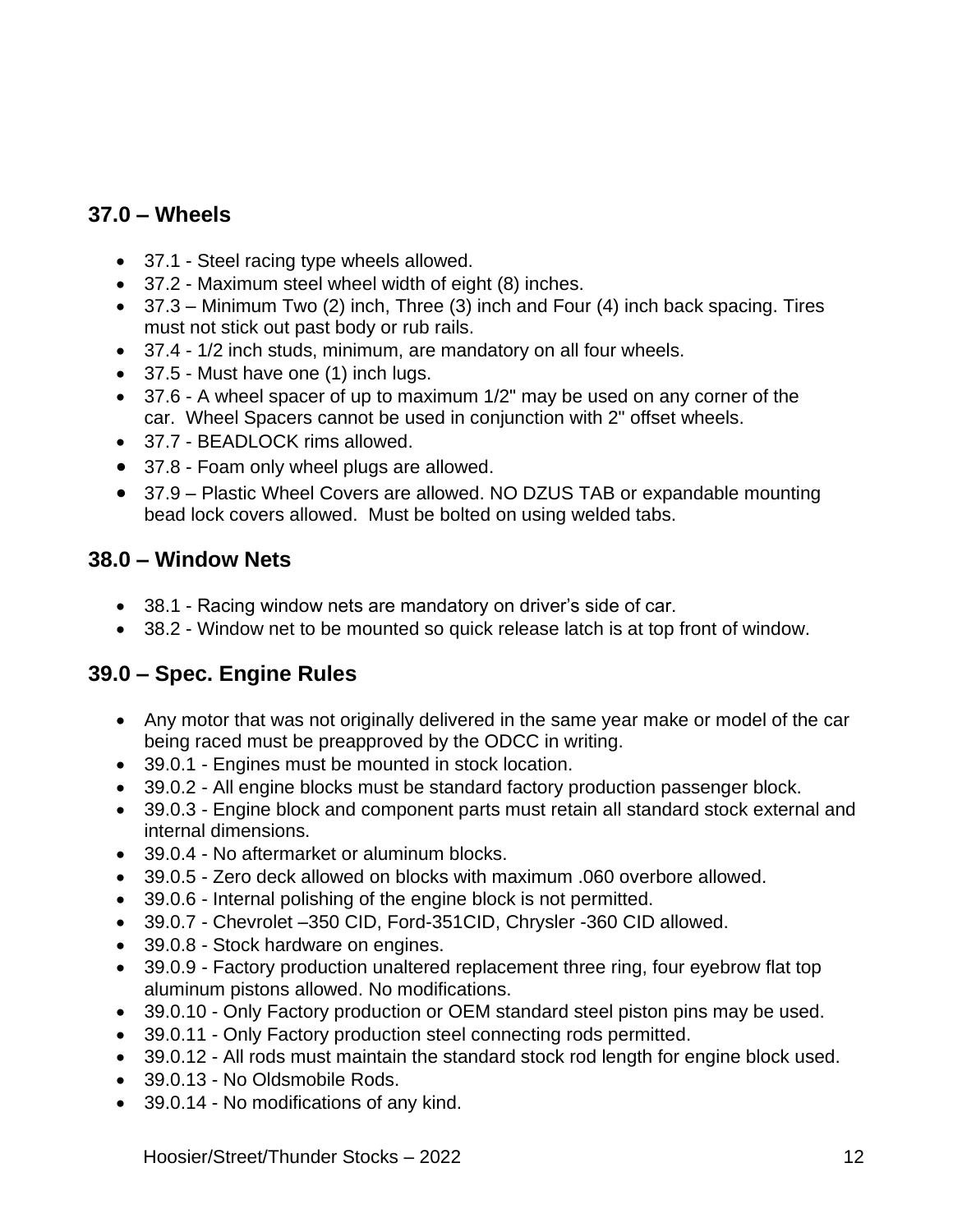## 37.0 – Wheels

- 37.1 - Steel racing type wheels allowed.
- 37.2 - Maximum steel wheel width of eight (8) inches.
- 37.3 – Minimum Two (2) inch, Three (3) inch and Four (4) inch back spacing. Tires must not stick out past body or rub rails.
- 37.4 - 1/2 inch studs, minimum, are mandatory on all four wheels.
- 37.5 - Must have one (1) inch lugs.
- 37.6 - A wheel spacer of up to maximum 1/2" may be used on any corner of the car. Wheel Spacers cannot be used in conjunction with 2" offset wheels.
- 37.7 - BEADLOCK rims allowed.
- 37.8 - Foam only wheel plugs are allowed.
- 37.9 – Plastic Wheel Covers are allowed. NO DZUS TAB or expandable mounting bead lock covers allowed. Must be bolted on using welded tabs.

## 38.0 – Window Nets

- 38.1 - Racing window nets are mandatory on driver's side of car.
- 38.2 - Window net to be mounted so quick release latch is at top front of window.

## 39.0 – Spec. Engine Rules

- Any motor that was not originally delivered in the same year make or model of the car being raced must be preapproved by the ODCC in writing.
- 39.0.1 - Engines must be mounted in stock location.
- 39.0.2 - All engine blocks must be standard factory production passenger block.
- 39.0.3 - Engine block and component parts must retain all standard stock external and internal dimensions.
- 39.0.4 - No aftermarket or aluminum blocks.
- 39.0.5 - Zero deck allowed on blocks with maximum .060 overbore allowed.
- 39.0.6 - Internal polishing of the engine block is not permitted.
- 39.0.7 - Chevrolet –350 CID, Ford-351CID, Chrysler -360 CID allowed.
- 39.0.8 - Stock hardware on engines.
- 39.0.9 - Factory production unaltered replacement three ring, four eyebrow flat top aluminum pistons allowed. No modifications.
- 39.0.10 - Only Factory production or OEM standard steel piston pins may be used.
- 39.0.11 - Only Factory production steel connecting rods permitted.
- 39.0.12 - All rods must maintain the standard stock rod length for engine block used.
- 39.0.13 - No Oldsmobile Rods.
- 39.0.14 - No modifications of any kind.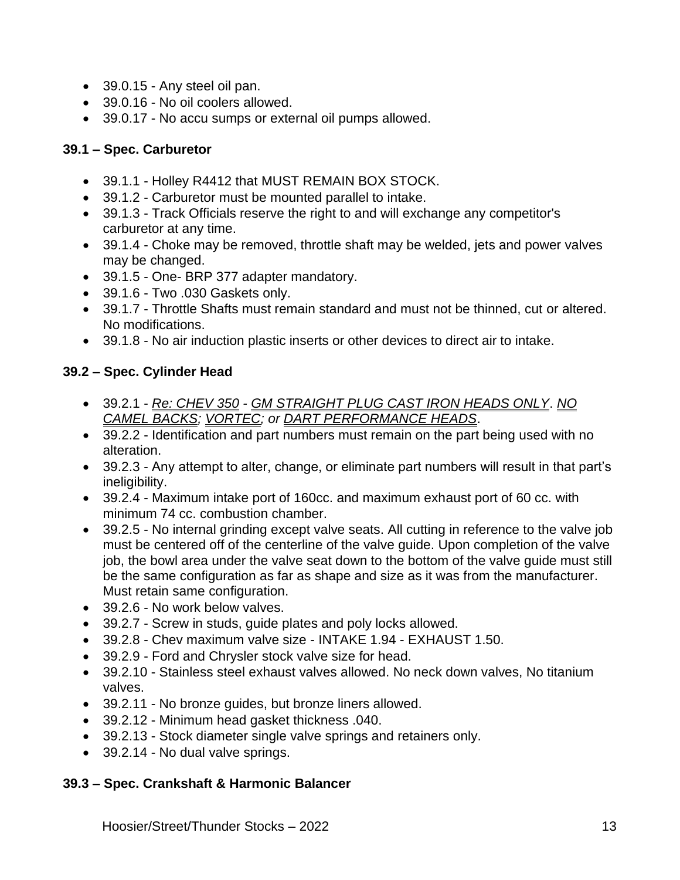- 39.0.15 - Any steel oil pan.
- 39.0.16 - No oil coolers allowed.
- 39.0.17 - No accu sumps or external oil pumps allowed.

**39.1 – Spec. Carburetor**

- 39.1.1 - Holley R4412 that MUST REMAIN BOX STOCK.
- 39.1.2 - Carburetor must be mounted parallel to intake.
- 39.1.3 - Track Officials reserve the right to and will exchange any competitor's carburetor at any time.
- 39.1.4 - Choke may be removed, throttle shaft may be welded, jets and power valves may be changed.
- 39.1.5 - One- BRP 377 adapter mandatory.
- 39.1.6 - Two .030 Gaskets only.
- 39.1.7 - Throttle Shafts must remain standard and must not be thinned, cut or altered. No modifications.
- 39.1.8 - No air induction plastic inserts or other devices to direct air to intake.

**39.2 – Spec. Cylinder Head**

- 39.2.1 - *Re: CHEV 350* - *GM STRAIGHT PLUG CAST IRON HEADS ONLY*. *NO CAMEL BACKS; VORTEC; or DART PERFORMANCE HEADS*.
- 39.2.2 - Identification and part numbers must remain on the part being used with no alteration.
- 39.2.3 - Any attempt to alter, change, or eliminate part numbers will result in that part's ineligibility.
- 39.2.4 - Maximum intake port of 160cc. and maximum exhaust port of 60 cc. with minimum 74 cc. combustion chamber.
- 39.2.5 - No internal grinding except valve seats. All cutting in reference to the valve job must be centered off of the centerline of the valve guide. Upon completion of the valve job, the bowl area under the valve seat down to the bottom of the valve guide must still be the same configuration as far as shape and size as it was from the manufacturer. Must retain same configuration.
- 39.2.6 - No work below valves.
- 39.2.7 - Screw in studs, guide plates and poly locks allowed.
- 39.2.8 - Chev maximum valve size - INTAKE 1.94 - EXHAUST 1.50.
- 39.2.9 - Ford and Chrysler stock valve size for head.
- 39.2.10 - Stainless steel exhaust valves allowed. No neck down valves, No titanium valves.
- 39.2.11 - No bronze guides, but bronze liners allowed.
- 39.2.12 - Minimum head gasket thickness .040.
- 39.2.13 - Stock diameter single valve springs and retainers only.
- 39.2.14 - No dual valve springs.

**39.3 – Spec. Crankshaft & Harmonic Balancer**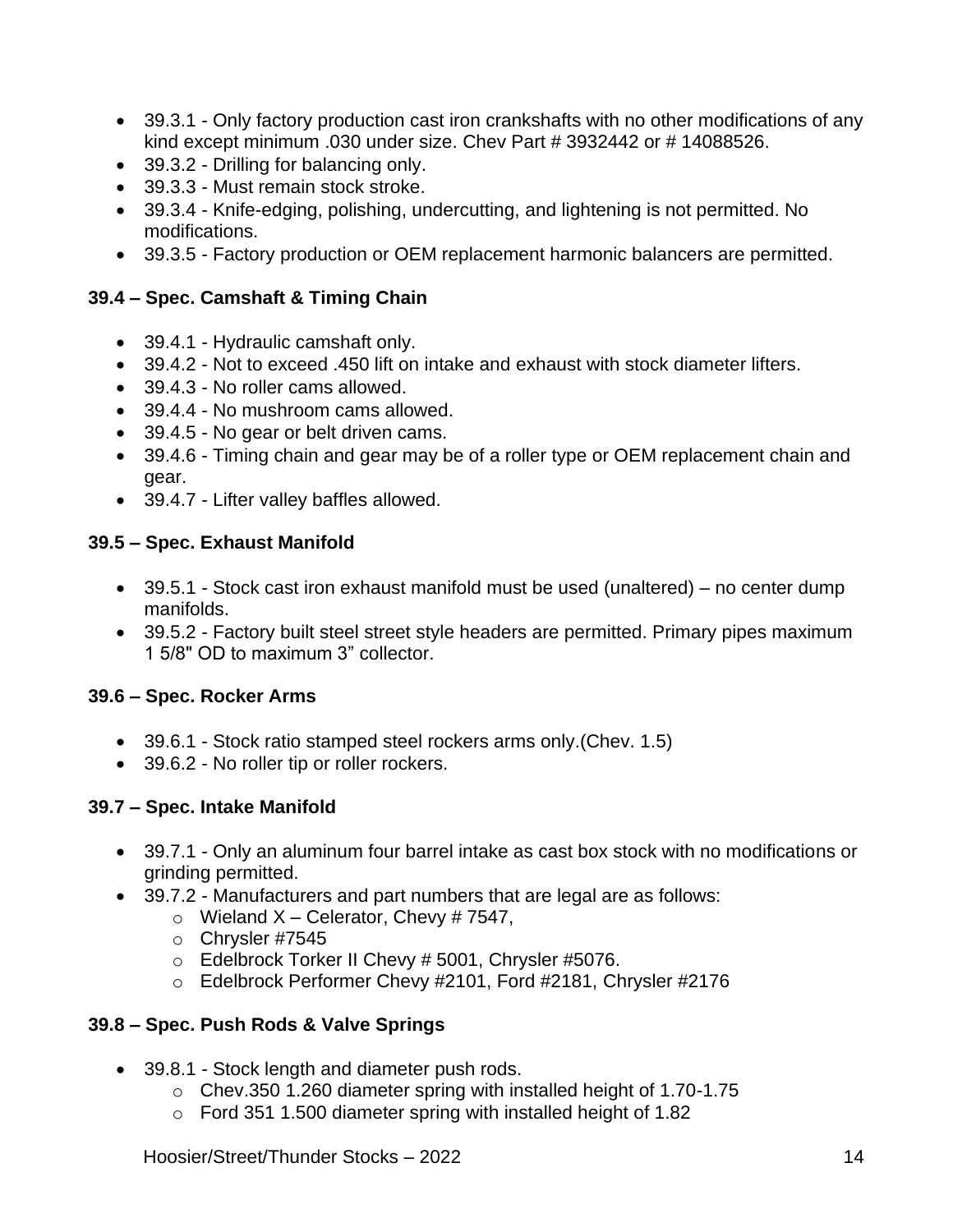- 39.3.1 - Only factory production cast iron crankshafts with no other modifications of any kind except minimum .030 under size. Chev Part # 3932442 or # 14088526.
- 39.3.2 - Drilling for balancing only.
- 39.3.3 - Must remain stock stroke.
- 39.3.4 - Knife-edging, polishing, undercutting, and lightening is not permitted. No modifications.
- 39.3.5 - Factory production or OEM replacement harmonic balancers are permitted.

**39.4 – Spec. Camshaft & Timing Chain**

- 39.4.1 - Hydraulic camshaft only.
- 39.4.2 - Not to exceed .450 lift on intake and exhaust with stock diameter lifters.
- 39.4.3 - No roller cams allowed.
- 39.4.4 - No mushroom cams allowed.
- 39.4.5 - No gear or belt driven cams.
- 39.4.6 - Timing chain and gear may be of a roller type or OEM replacement chain and gear.
- 39.4.7 - Lifter valley baffles allowed.

**39.5 – Spec. Exhaust Manifold**

- 39.5.1 - Stock cast iron exhaust manifold must be used (unaltered) – no center dump manifolds.
- 39.5.2 - Factory built steel street style headers are permitted. Primary pipes maximum 1 5/8" OD to maximum 3" collector.

**39.6 – Spec. Rocker Arms**

- 39.6.1 - Stock ratio stamped steel rockers arms only.(Chev. 1.5)
- 39.6.2 - No roller tip or roller rockers.

**39.7 – Spec. Intake Manifold**

- 39.7.1 - Only an aluminum four barrel intake as cast box stock with no modifications or grinding permitted.
- 39.7.2 - Manufacturers and part numbers that are legal are as follows:
  - Wieland X – Celerator, Chevy # 7547,
  - Chrysler #7545
  - Edelbrock Torker II Chevy # 5001, Chrysler #5076.
  - Edelbrock Performer Chevy #2101, Ford #2181, Chrysler #2176

**39.8 – Spec. Push Rods & Valve Springs**

- 39.8.1 - Stock length and diameter push rods.
  - Chev.350 1.260 diameter spring with installed height of 1.70-1.75
  - Ford 351 1.500 diameter spring with installed height of 1.82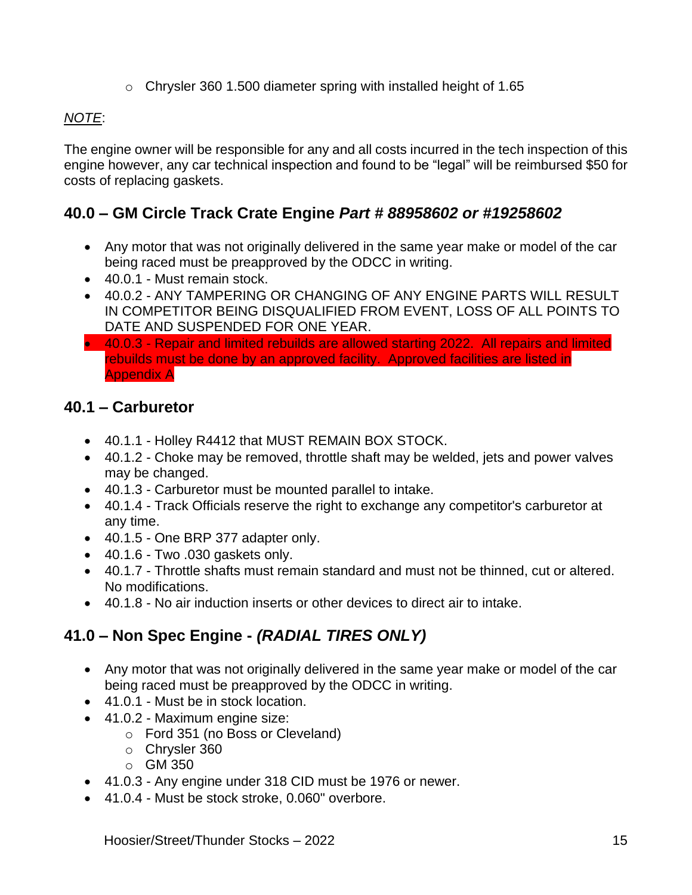- Chrysler 360 1.500 diameter spring with installed height of 1.65

*NOTE*:

The engine owner will be responsible for any and all costs incurred in the tech inspection of this engine however, any car technical inspection and found to be "legal" will be reimbursed $50 for costs of replacing gaskets.

## 40.0 – GM Circle Track Crate Engine *Part # 88958602 or #19258602*

- Any motor that was not originally delivered in the same year make or model of the car being raced must be preapproved by the ODCC in writing.
- 40.0.1 - Must remain stock.
- 40.0.2 - ANY TAMPERING OR CHANGING OF ANY ENGINE PARTS WILL RESULT IN COMPETITOR BEING DISQUALIFIED FROM EVENT, LOSS OF ALL POINTS TO DATE AND SUSPENDED FOR ONE YEAR.
- 40.0.3 - Repair and limited rebuilds are allowed starting 2022. All repairs and limited rebuilds must be done by an approved facility. Approved facilities are listed in Appendix A

## 40.1 – Carburetor

- 40.1.1 - Holley R4412 that MUST REMAIN BOX STOCK.
- 40.1.2 - Choke may be removed, throttle shaft may be welded, jets and power valves may be changed.
- 40.1.3 - Carburetor must be mounted parallel to intake.
- 40.1.4 - Track Officials reserve the right to exchange any competitor's carburetor at any time.
- 40.1.5 - One BRP 377 adapter only.
- 40.1.6 - Two .030 gaskets only.
- 40.1.7 - Throttle shafts must remain standard and must not be thinned, cut or altered. No modifications.
- 40.1.8 - No air induction inserts or other devices to direct air to intake.

## 41.0 – Non Spec Engine - *(RADIAL TIRES ONLY)*

- Any motor that was not originally delivered in the same year make or model of the car being raced must be preapproved by the ODCC in writing.
- 41.0.1 - Must be in stock location.
- 41.0.2 - Maximum engine size:
  - Ford 351 (no Boss or Cleveland)
  - Chrysler 360
  - GM 350
- 41.0.3 - Any engine under 318 CID must be 1976 or newer.
- 41.0.4 - Must be stock stroke, 0.060" overbore.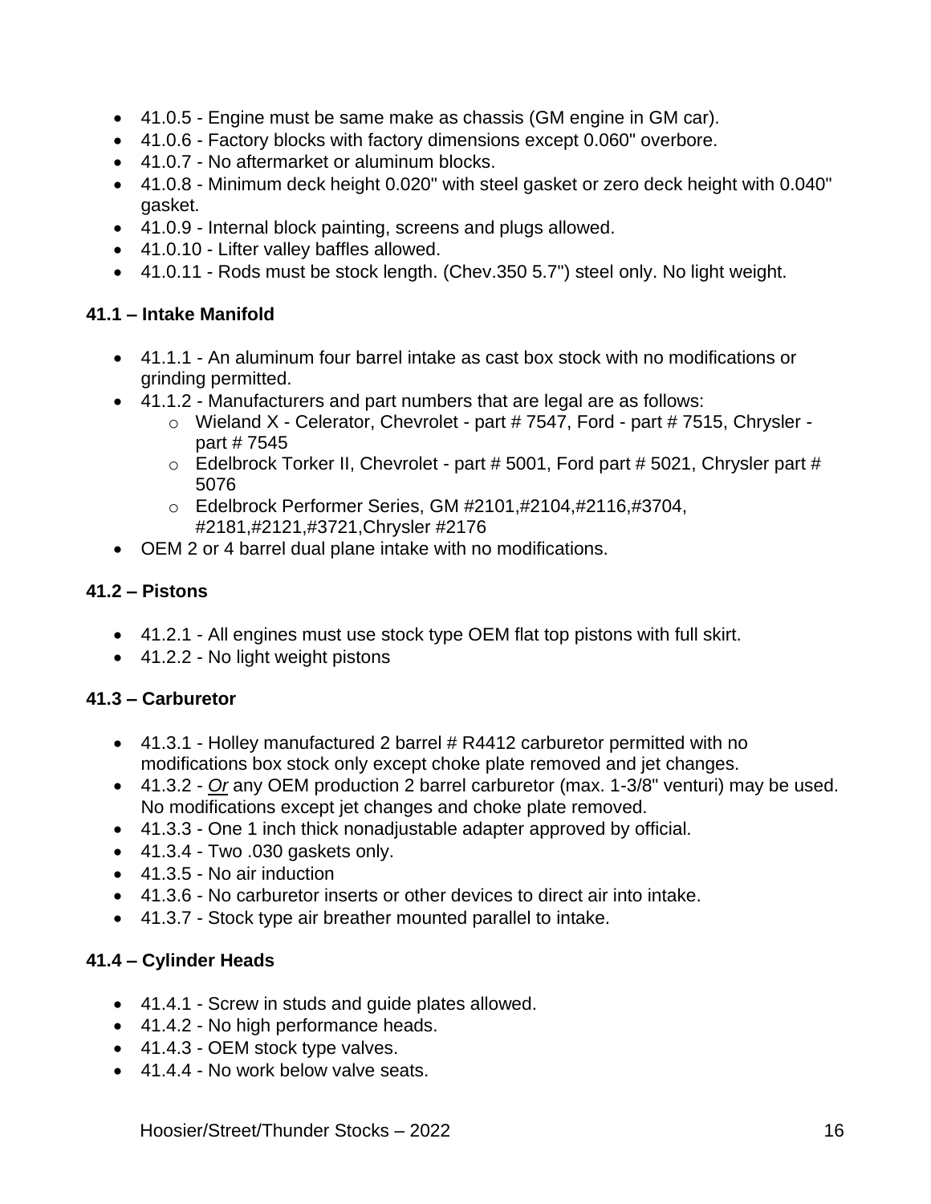- 41.0.5 - Engine must be same make as chassis (GM engine in GM car).
- 41.0.6 - Factory blocks with factory dimensions except 0.060" overbore.
- 41.0.7 - No aftermarket or aluminum blocks.
- 41.0.8 - Minimum deck height 0.020" with steel gasket or zero deck height with 0.040" gasket.
- 41.0.9 - Internal block painting, screens and plugs allowed.
- 41.0.10 - Lifter valley baffles allowed.
- 41.0.11 - Rods must be stock length. (Chev.350 5.7") steel only. No light weight.

### 41.1 – Intake Manifold

- 41.1.1 - An aluminum four barrel intake as cast box stock with no modifications or grinding permitted.
- 41.1.2 - Manufacturers and part numbers that are legal are as follows:
  - Wieland X - Celerator, Chevrolet - part # 7547, Ford - part # 7515, Chrysler - part # 7545
  - Edelbrock Torker II, Chevrolet - part # 5001, Ford part # 5021, Chrysler part # 5076
  - Edelbrock Performer Series, GM #2101,#2104,#2116,#3704, #2181,#2121,#3721,Chrysler #2176
- OEM 2 or 4 barrel dual plane intake with no modifications.

### 41.2 – Pistons

- 41.2.1 - All engines must use stock type OEM flat top pistons with full skirt.
- 41.2.2 - No light weight pistons

### 41.3 – Carburetor

- 41.3.1 - Holley manufactured 2 barrel # R4412 carburetor permitted with no modifications box stock only except choke plate removed and jet changes.
- 41.3.2 - *Or* any OEM production 2 barrel carburetor (max. 1-3/8" venturi) may be used. No modifications except jet changes and choke plate removed.
- 41.3.3 - One 1 inch thick nonadjustable adapter approved by official.
- 41.3.4 - Two .030 gaskets only.
- 41.3.5 - No air induction
- 41.3.6 - No carburetor inserts or other devices to direct air into intake.
- 41.3.7 - Stock type air breather mounted parallel to intake.

### 41.4 – Cylinder Heads

- 41.4.1 - Screw in studs and guide plates allowed.
- 41.4.2 - No high performance heads.
- 41.4.3 - OEM stock type valves.
- 41.4.4 - No work below valve seats.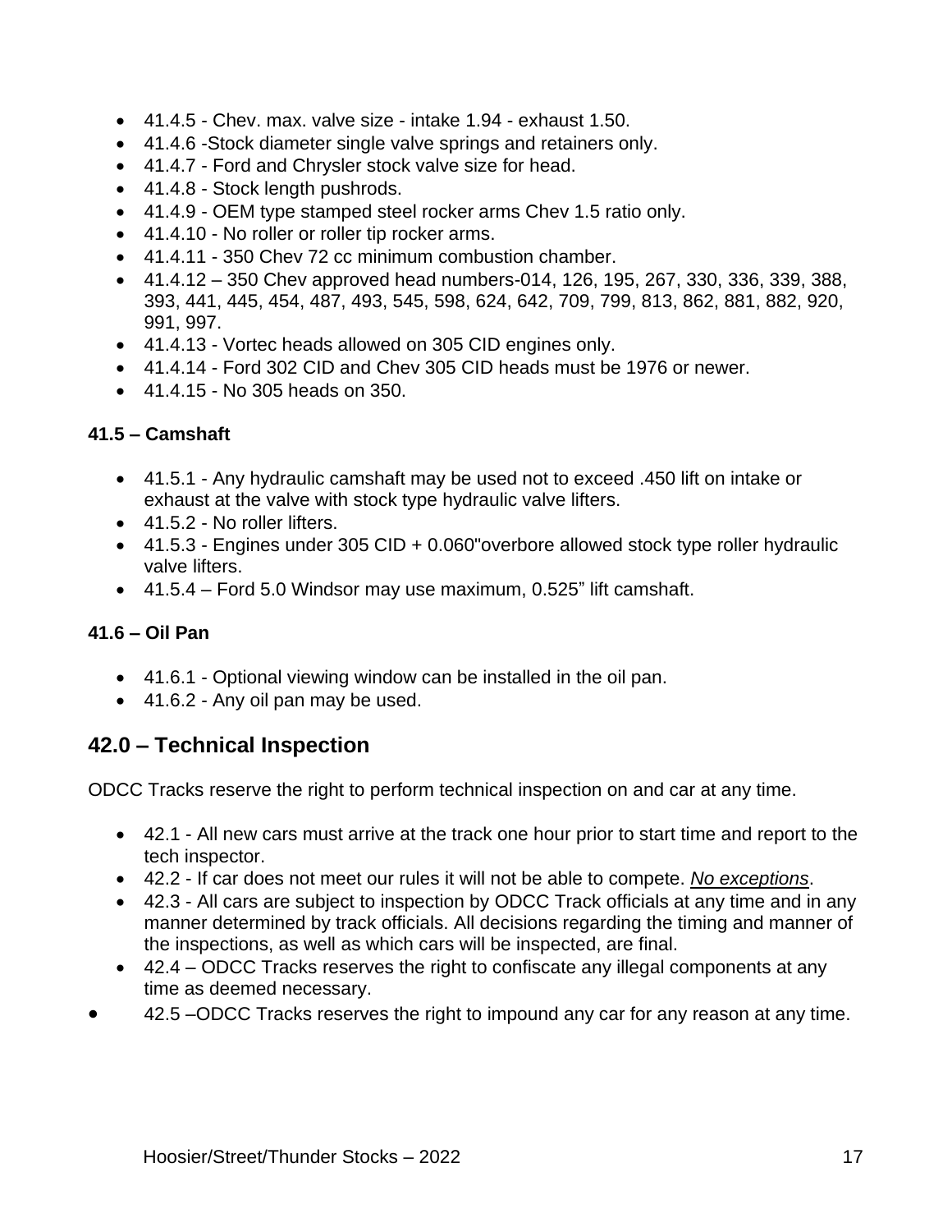- 41.4.5 - Chev. max. valve size - intake 1.94 - exhaust 1.50.
- 41.4.6 -Stock diameter single valve springs and retainers only.
- 41.4.7 - Ford and Chrysler stock valve size for head.
- 41.4.8 - Stock length pushrods.
- 41.4.9 - OEM type stamped steel rocker arms Chev 1.5 ratio only.
- 41.4.10 - No roller or roller tip rocker arms.
- 41.4.11 - 350 Chev 72 cc minimum combustion chamber.
- 41.4.12 – 350 Chev approved head numbers-014, 126, 195, 267, 330, 336, 339, 388, 393, 441, 445, 454, 487, 493, 545, 598, 624, 642, 709, 799, 813, 862, 881, 882, 920, 991, 997.
- 41.4.13 - Vortec heads allowed on 305 CID engines only.
- 41.4.14 - Ford 302 CID and Chev 305 CID heads must be 1976 or newer.
- 41.4.15 - No 305 heads on 350.

### 41.5 – Camshaft

- 41.5.1 - Any hydraulic camshaft may be used not to exceed .450 lift on intake or exhaust at the valve with stock type hydraulic valve lifters.
- 41.5.2 - No roller lifters.
- 41.5.3 - Engines under 305 CID + 0.060"overbore allowed stock type roller hydraulic valve lifters.
- 41.5.4 – Ford 5.0 Windsor may use maximum, 0.525" lift camshaft.

### 41.6 – Oil Pan

- 41.6.1 - Optional viewing window can be installed in the oil pan.
- 41.6.2 - Any oil pan may be used.

## 42.0 – Technical Inspection

ODCC Tracks reserve the right to perform technical inspection on and car at any time.

- 42.1 - All new cars must arrive at the track one hour prior to start time and report to the tech inspector.
- 42.2 - If car does not meet our rules it will not be able to compete. *No exceptions*.
- 42.3 - All cars are subject to inspection by ODCC Track officials at any time and in any manner determined by track officials. All decisions regarding the timing and manner of the inspections, as well as which cars will be inspected, are final.
- 42.4 – ODCC Tracks reserves the right to confiscate any illegal components at any time as deemed necessary.
- 42.5 –ODCC Tracks reserves the right to impound any car for any reason at any time.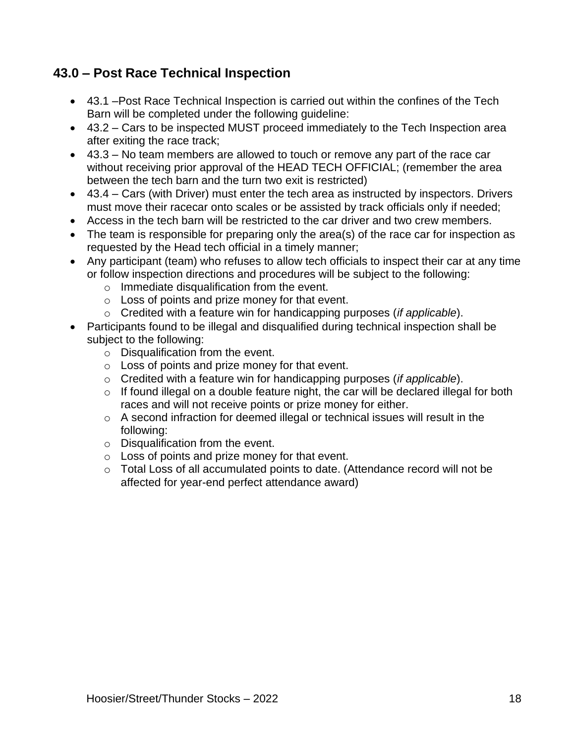## 43.0 – Post Race Technical Inspection

- 43.1 –Post Race Technical Inspection is carried out within the confines of the Tech Barn will be completed under the following guideline:
- 43.2 – Cars to be inspected MUST proceed immediately to the Tech Inspection area after exiting the race track;
- 43.3 – No team members are allowed to touch or remove any part of the race car without receiving prior approval of the HEAD TECH OFFICIAL; (remember the area between the tech barn and the turn two exit is restricted)
- 43.4 – Cars (with Driver) must enter the tech area as instructed by inspectors. Drivers must move their racecar onto scales or be assisted by track officials only if needed;
- Access in the tech barn will be restricted to the car driver and two crew members.
- The team is responsible for preparing only the area(s) of the race car for inspection as requested by the Head tech official in a timely manner;
- Any participant (team) who refuses to allow tech officials to inspect their car at any time or follow inspection directions and procedures will be subject to the following:
  - Immediate disqualification from the event.
  - Loss of points and prize money for that event.
  - Credited with a feature win for handicapping purposes (*if applicable*).
- Participants found to be illegal and disqualified during technical inspection shall be subject to the following:
  - Disqualification from the event.
  - Loss of points and prize money for that event.
  - Credited with a feature win for handicapping purposes (*if applicable*).
  - If found illegal on a double feature night, the car will be declared illegal for both races and will not receive points or prize money for either.
  - A second infraction for deemed illegal or technical issues will result in the following:
  - Disqualification from the event.
  - Loss of points and prize money for that event.
  - Total Loss of all accumulated points to date. (Attendance record will not be affected for year-end perfect attendance award)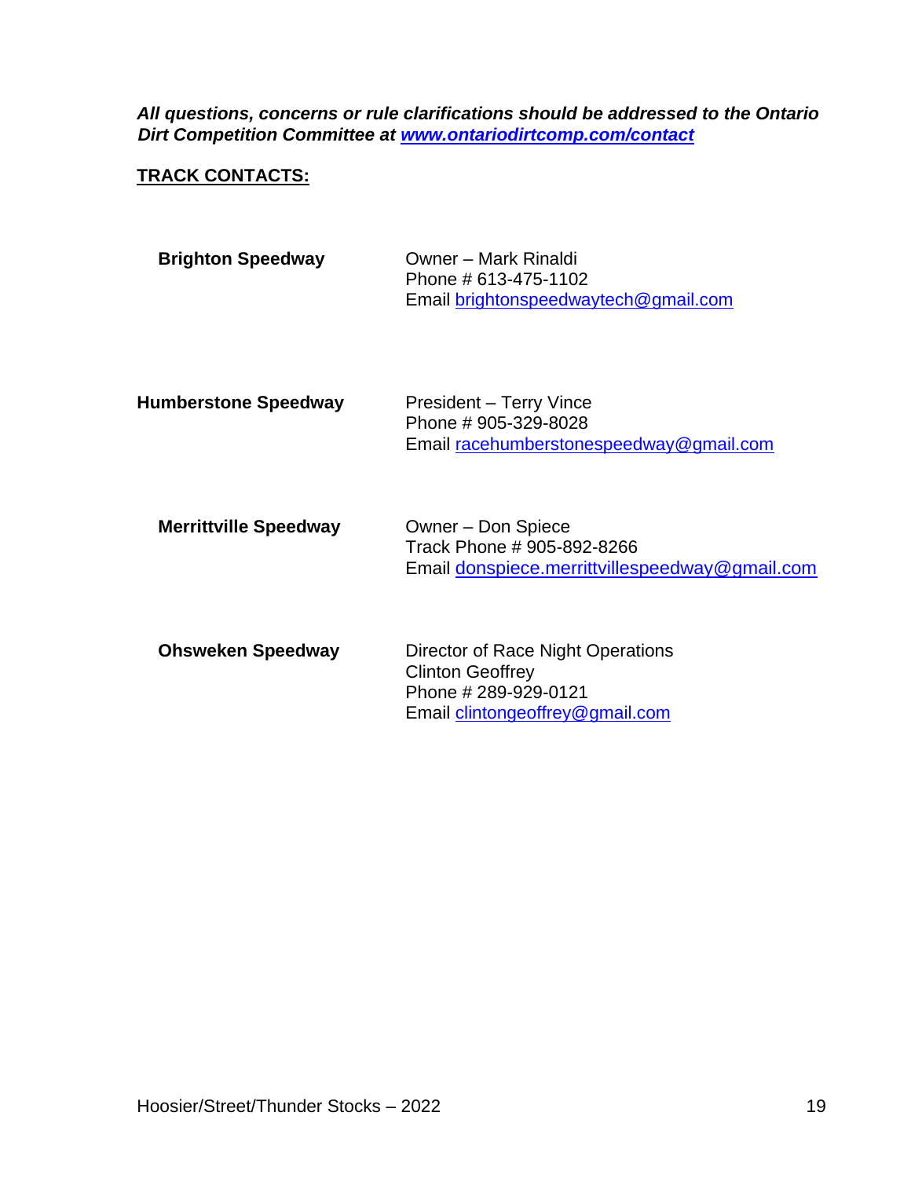***All questions, concerns or rule clarifications should be addressed to the Ontario Dirt Competition Committee at [www.ontariodirtcomp.com/contact](www.ontariodirtcomp.com/contact)***

## TRACK CONTACTS:

| | |
|---|---|
| **Brighton Speedway** | Owner – Mark Rinaldi<br>Phone # 613-475-1102<br>Email brightonspeedwaytech@gmail.com |
| **Humberstone Speedway** | President – Terry Vince<br>Phone # 905-329-8028<br>Email racehumberstonespeedway@gmail.com |
| **Merrittville Speedway** | Owner – Don Spiece<br>Track Phone # 905-892-8266<br>Email donspiece.merrittvillespeedway@gmail.com |
| **Ohsweken Speedway** | Director of Race Night Operations<br>Clinton Geoffrey<br>Phone # 289-929-0121<br>Email clintongeoffrey@gmail.com |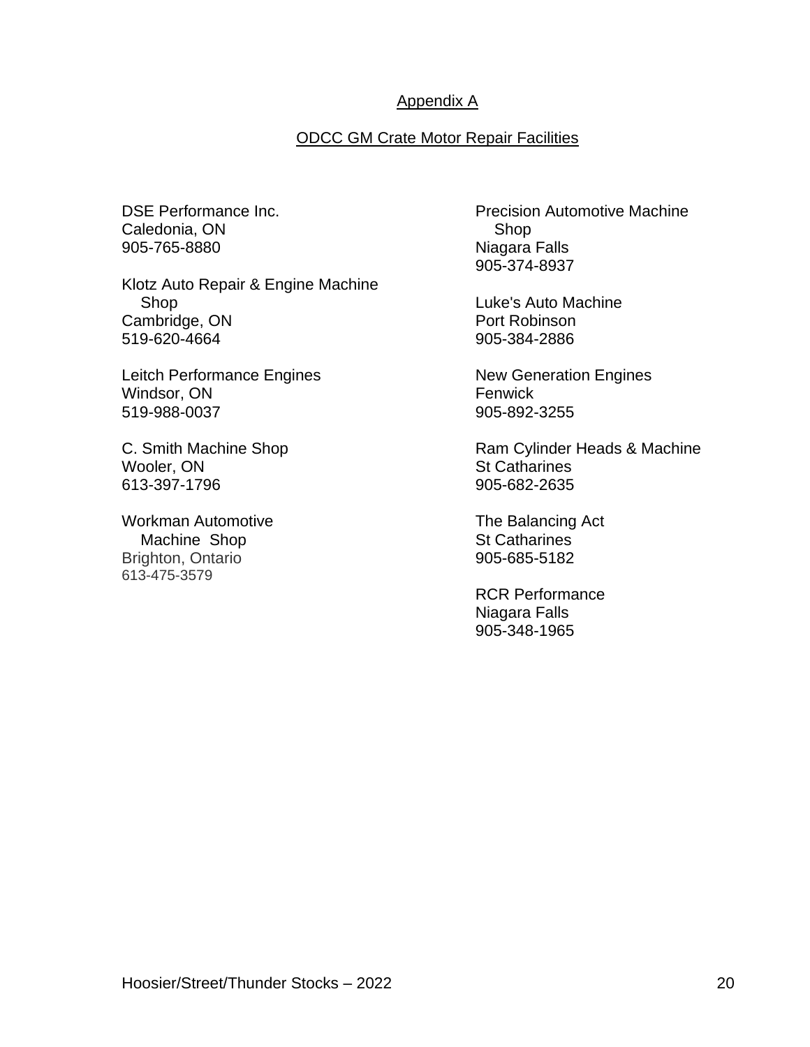## Appendix A

## ODCC GM Crate Motor Repair Facilities

DSE Performance Inc.
Caledonia, ON
905-765-8880

Klotz Auto Repair & Engine Machine Shop
Cambridge, ON
519-620-4664

Leitch Performance Engines
Windsor, ON
519-988-0037

C. Smith Machine Shop
Wooler, ON
613-397-1796

Workman Automotive Machine Shop
Brighton, Ontario
613-475-3579

Precision Automotive Machine Shop
Niagara Falls
905-374-8937

Luke's Auto Machine
Port Robinson
905-384-2886

New Generation Engines
Fenwick
905-892-3255

Ram Cylinder Heads & Machine
St Catharines
905-682-2635

The Balancing Act
St Catharines
905-685-5182

RCR Performance
Niagara Falls
905-348-1965